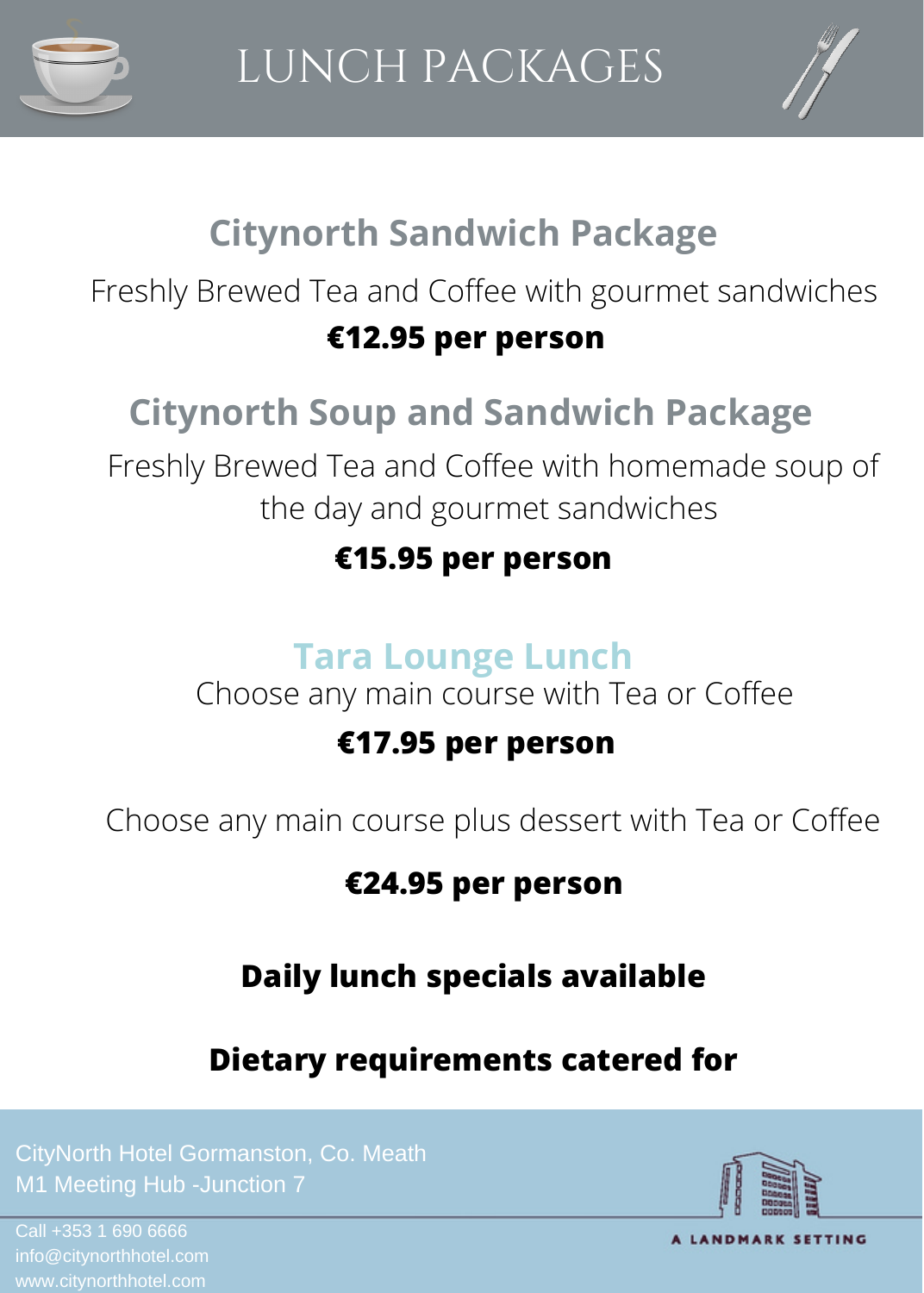# LUNCH PACKAGES

## Citynorth Sandwich Package

Freshly Brewed Tea and Coffee with gourmet sandwiches

**€12.95 per person**

## Citynorth Soup and Sandwich Package

Freshly Brewed Tea and Coffee with homemade soup of the day and gourmet sandwiches

**€15.95 per person**

## Tara Lounge Lunch

Choose any main course with Tea or Coffee

**€17.95 per person**

Choose any main course plus dessert with Tea or Coffee

**€24.95 per person**

**Daily lunch specials available**

**Dietary requirements catered for**

CityNorth Hotel Gormanston, Co. Meath
M1 Meeting Hub -Junction 7

Call +353 1 690 6666
info@citynorthhotel.com
www.citynorthhotel.com

A LANDMARK SETTING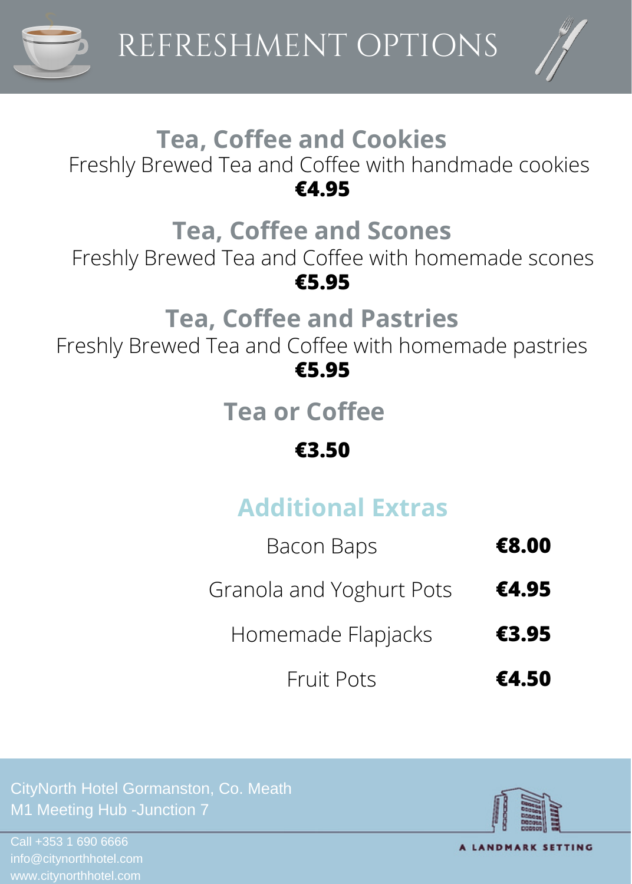# REFRESHMENT OPTIONS

## Tea, Coffee and Cookies

Freshly Brewed Tea and Coffee with handmade cookies

**€4.95**

## Tea, Coffee and Scones

Freshly Brewed Tea and Coffee with homemade scones

**€5.95**

## Tea, Coffee and Pastries

Freshly Brewed Tea and Coffee with homemade pastries

**€5.95**

## Tea or Coffee

**€3.50**

## Additional Extras

| Item | Price |
| --- | --- |
| Bacon Baps | **€8.00** |
| Granola and Yoghurt Pots | **€4.95** |
| Homemade Flapjacks | **€3.95** |
| Fruit Pots | **€4.50** |

CityNorth Hotel Gormanston, Co. Meath
M1 Meeting Hub -Junction 7

Call +353 1 690 6666
info@citynorthhotel.com
www.citynorthhotel.com

A LANDMARK SETTING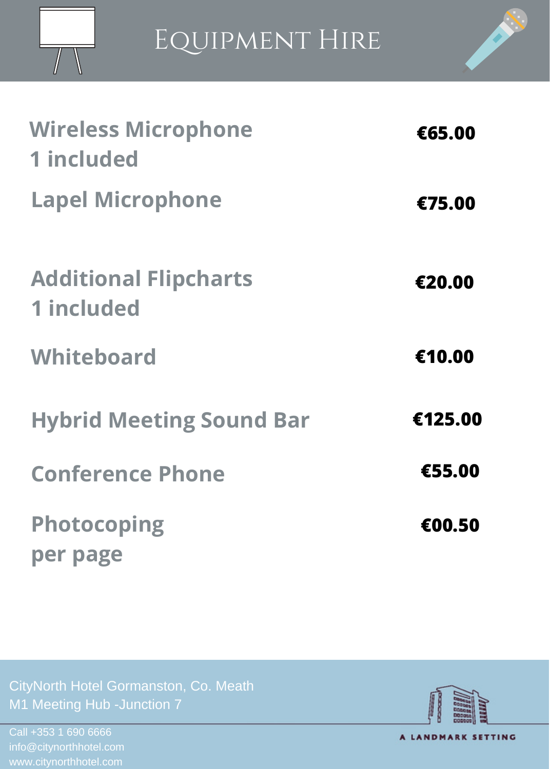# Equipment Hire

| | |
|---|---|
| Wireless Microphone<br>1 included | **€65.00** |
| Lapel Microphone | **€75.00** |
| Additional Flipcharts<br>1 included | **€20.00** |
| Whiteboard | **€10.00** |
| Hybrid Meeting Sound Bar | **€125.00** |
| Conference Phone | **€55.00** |
| Photocoping<br>per page | **€00.50** |

CityNorth Hotel Gormanston, Co. Meath
M1 Meeting Hub -Junction 7

Call +353 1 690 6666
info@citynorthhotel.com
www.citynorthhotel.com

A LANDMARK SETTING